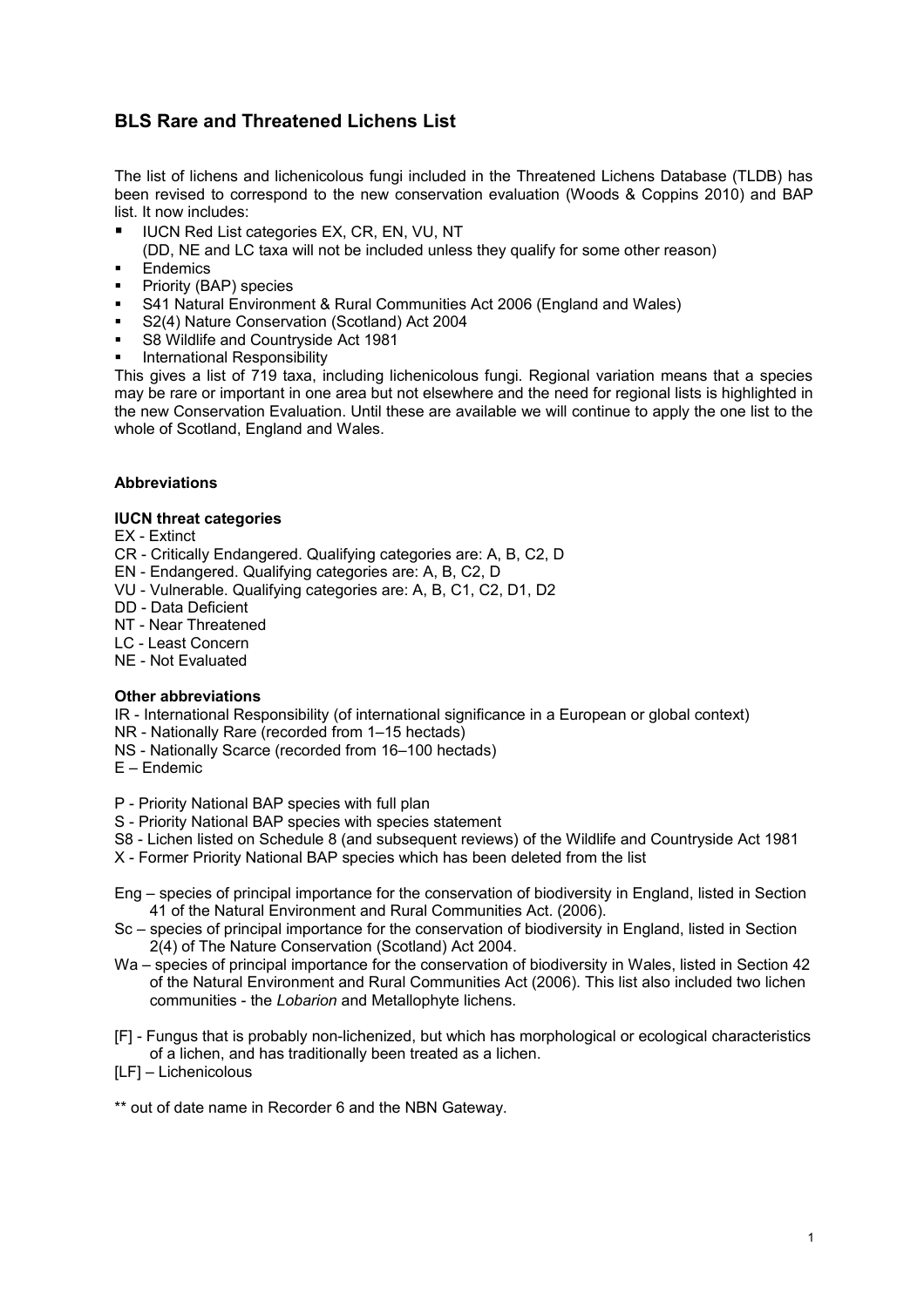## BLS Rare and Threatened Lichens List

The list of lichens and lichenicolous fungi included in the Threatened Lichens Database (TLDB) has been revised to correspond to the new conservation evaluation (Woods & Coppins 2010) and BAP list. It now includes:

- IUCN Red List categories EX, CR, EN, VU, NT
  (DD, NE and LC taxa will not be included unless they qualify for some other reason)
- Endemics
- Priority (BAP) species
- S41 Natural Environment & Rural Communities Act 2006 (England and Wales)
- S2(4) Nature Conservation (Scotland) Act 2004
- S8 Wildlife and Countryside Act 1981
- International Responsibility

This gives a list of 719 taxa, including lichenicolous fungi. Regional variation means that a species may be rare or important in one area but not elsewhere and the need for regional lists is highlighted in the new Conservation Evaluation. Until these are available we will continue to apply the one list to the whole of Scotland, England and Wales.

### Abbreviations

**IUCN threat categories**

EX - Extinct
CR - Critically Endangered. Qualifying categories are: A, B, C2, D
EN - Endangered. Qualifying categories are: A, B, C2, D
VU - Vulnerable. Qualifying categories are: A, B, C1, C2, D1, D2
DD - Data Deficient
NT - Near Threatened
LC - Least Concern
NE - Not Evaluated

**Other abbreviations**

IR - International Responsibility (of international significance in a European or global context)
NR - Nationally Rare (recorded from 1–15 hectads)
NS - Nationally Scarce (recorded from 16–100 hectads)
E – Endemic

P - Priority National BAP species with full plan
S - Priority National BAP species with species statement
S8 - Lichen listed on Schedule 8 (and subsequent reviews) of the Wildlife and Countryside Act 1981
X - Former Priority National BAP species which has been deleted from the list

Eng – species of principal importance for the conservation of biodiversity in England, listed in Section 41 of the Natural Environment and Rural Communities Act. (2006).
Sc – species of principal importance for the conservation of biodiversity in England, listed in Section 2(4) of The Nature Conservation (Scotland) Act 2004.
Wa – species of principal importance for the conservation of biodiversity in Wales, listed in Section 42 of the Natural Environment and Rural Communities Act (2006). This list also included two lichen communities - the *Lobarion* and Metallophyte lichens.

[F] - Fungus that is probably non-lichenized, but which has morphological or ecological characteristics of a lichen, and has traditionally been treated as a lichen.
[LF] – Lichenicolous

** out of date name in Recorder 6 and the NBN Gateway.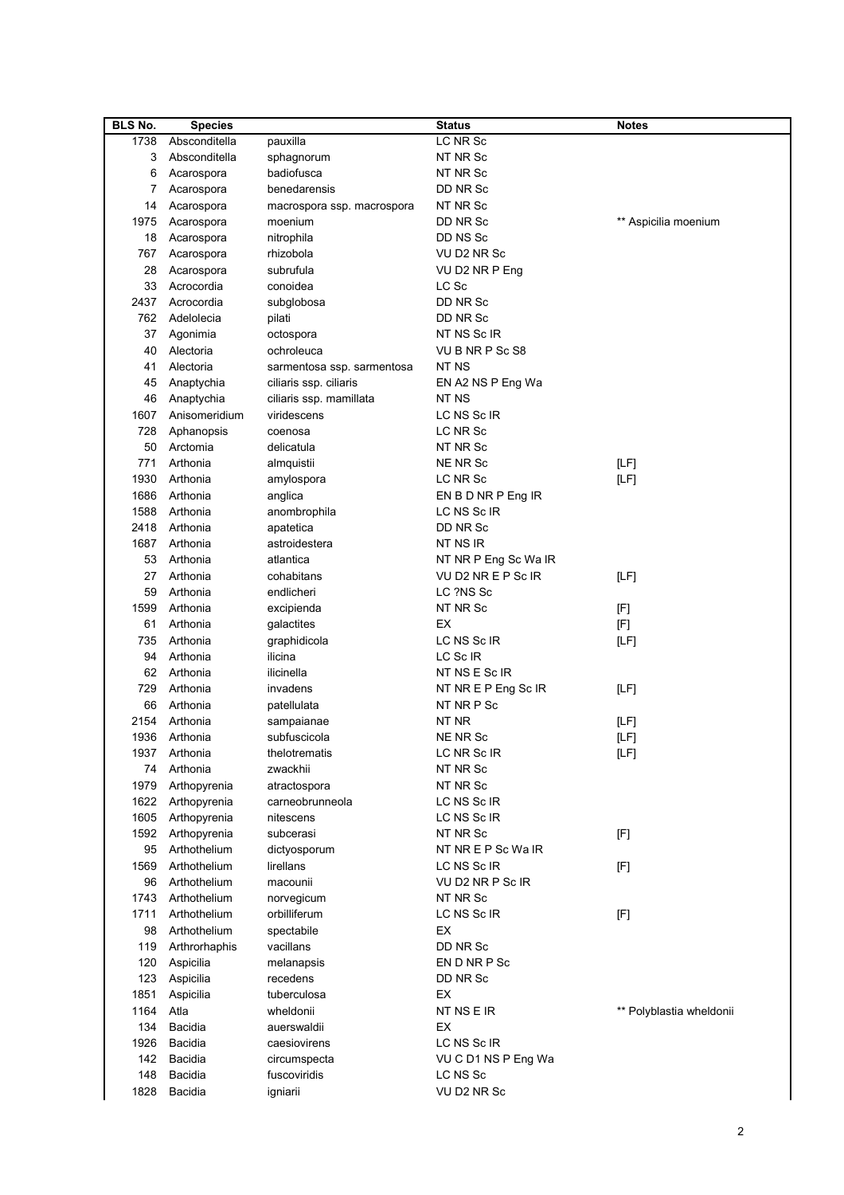| BLS No. | Species | | Status | Notes |
|---|---|---|---|---|
| 1738 | Absconditella | pauxilla | LC NR Sc | |
| 3 | Absconditella | sphagnorum | NT NR Sc | |
| 6 | Acarospora | badiofusca | NT NR Sc | |
| 7 | Acarospora | benedarensis | DD NR Sc | |
| 14 | Acarospora | macrospora ssp. macrospora | NT NR Sc | |
| 1975 | Acarospora | moenium | DD NR Sc | ** Aspicilia moenium |
| 18 | Acarospora | nitrophila | DD NS Sc | |
| 767 | Acarospora | rhizobola | VU D2 NR Sc | |
| 28 | Acarospora | subrufula | VU D2 NR P Eng | |
| 33 | Acrocordia | conoidea | LC Sc | |
| 2437 | Acrocordia | subglobosa | DD NR Sc | |
| 762 | Adelolecia | pilati | DD NR Sc | |
| 37 | Agonimia | octospora | NT NS Sc IR | |
| 40 | Alectoria | ochroleuca | VU B NR P Sc S8 | |
| 41 | Alectoria | sarmentosa ssp. sarmentosa | NT NS | |
| 45 | Anaptychia | ciliaris ssp. ciliaris | EN A2 NS P Eng Wa | |
| 46 | Anaptychia | ciliaris ssp. mamillata | NT NS | |
| 1607 | Anisomeridium | viridescens | LC NS Sc IR | |
| 728 | Aphanopsis | coenosa | LC NR Sc | |
| 50 | Arctomia | delicatula | NT NR Sc | |
| 771 | Arthonia | almquistii | NE NR Sc | [LF] |
| 1930 | Arthonia | amylospora | LC NR Sc | [LF] |
| 1686 | Arthonia | anglica | EN B D NR P Eng IR | |
| 1588 | Arthonia | anombrophila | LC NS Sc IR | |
| 2418 | Arthonia | apatetica | DD NR Sc | |
| 1687 | Arthonia | astroidestera | NT NS IR | |
| 53 | Arthonia | atlantica | NT NR P Eng Sc Wa IR | |
| 27 | Arthonia | cohabitans | VU D2 NR E P Sc IR | [LF] |
| 59 | Arthonia | endlicheri | LC ?NS Sc | |
| 1599 | Arthonia | excipienda | NT NR Sc | [F] |
| 61 | Arthonia | galactites | EX | [F] |
| 735 | Arthonia | graphidicola | LC NS Sc IR | [LF] |
| 94 | Arthonia | ilicina | LC Sc IR | |
| 62 | Arthonia | ilicinella | NT NS E Sc IR | |
| 729 | Arthonia | invadens | NT NR E P Eng Sc IR | [LF] |
| 66 | Arthonia | patellulata | NT NR P Sc | |
| 2154 | Arthonia | sampaianae | NT NR | [LF] |
| 1936 | Arthonia | subfuscicola | NE NR Sc | [LF] |
| 1937 | Arthonia | thelotrematis | LC NR Sc IR | [LF] |
| 74 | Arthonia | zwackhii | NT NR Sc | |
| 1979 | Arthopyrenia | atractospora | NT NR Sc | |
| 1622 | Arthopyrenia | carneobrunneola | LC NS Sc IR | |
| 1605 | Arthopyrenia | nitescens | LC NS Sc IR | |
| 1592 | Arthopyrenia | subcerasi | NT NR Sc | [F] |
| 95 | Arthothelium | dictyosporum | NT NR E P Sc Wa IR | |
| 1569 | Arthothelium | lirellans | LC NS Sc IR | [F] |
| 96 | Arthothelium | macounii | VU D2 NR P Sc IR | |
| 1743 | Arthothelium | norvegicum | NT NR Sc | |
| 1711 | Arthothelium | orbilliferum | LC NS Sc IR | [F] |
| 98 | Arthothelium | spectabile | EX | |
| 119 | Arthrorhaphis | vacillans | DD NR Sc | |
| 120 | Aspicilia | melanapsis | EN D NR P Sc | |
| 123 | Aspicilia | recedens | DD NR Sc | |
| 1851 | Aspicilia | tuberculosa | EX | |
| 1164 | Atla | wheldonii | NT NS E IR | ** Polyblastia wheldonii |
| 134 | Bacidia | auerswaldii | EX | |
| 1926 | Bacidia | caesiovirens | LC NS Sc IR | |
| 142 | Bacidia | circumspecta | VU C D1 NS P Eng Wa | |
| 148 | Bacidia | fuscoviridis | LC NS Sc | |
| 1828 | Bacidia | igniarii | VU D2 NR Sc | |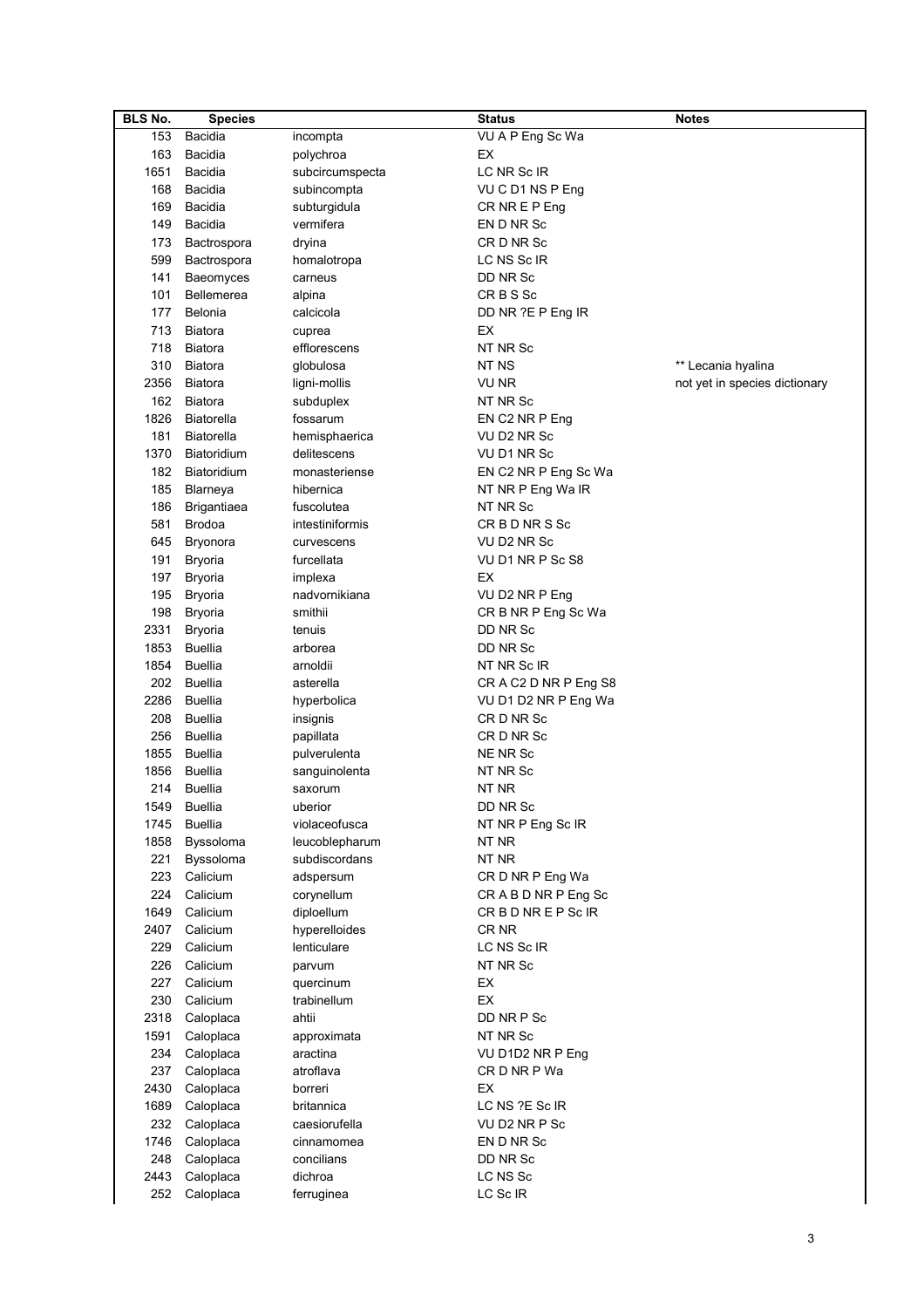| BLS No. | Species | | Status | Notes |
|---|---|---|---|---|
| 153 | Bacidia | incompta | VU A P Eng Sc Wa | |
| 163 | Bacidia | polychroa | EX | |
| 1651 | Bacidia | subcircumspecta | LC NR Sc IR | |
| 168 | Bacidia | subincompta | VU C D1 NS P Eng | |
| 169 | Bacidia | subturgidula | CR NR E P Eng | |
| 149 | Bacidia | vermifera | EN D NR Sc | |
| 173 | Bactrospora | dryina | CR D NR Sc | |
| 599 | Bactrospora | homalotropa | LC NS Sc IR | |
| 141 | Baeomyces | carneus | DD NR Sc | |
| 101 | Bellemerea | alpina | CR B S Sc | |
| 177 | Belonia | calcicola | DD NR ?E P Eng IR | |
| 713 | Biatora | cuprea | EX | |
| 718 | Biatora | efflorescens | NT NR Sc | |
| 310 | Biatora | globulosa | NT NS | ** Lecania hyalina |
| 2356 | Biatora | ligni-mollis | VU NR | not yet in species dictionary |
| 162 | Biatora | subduplex | NT NR Sc | |
| 1826 | Biatorella | fossarum | EN C2 NR P Eng | |
| 181 | Biatorella | hemisphaerica | VU D2 NR Sc | |
| 1370 | Biatoridium | delitescens | VU D1 NR Sc | |
| 182 | Biatoridium | monasteriense | EN C2 NR P Eng Sc Wa | |
| 185 | Blarneya | hibernica | NT NR P Eng Wa IR | |
| 186 | Brigantiaea | fuscolutea | NT NR Sc | |
| 581 | Brodoa | intestiniformis | CR B D NR S Sc | |
| 645 | Bryonora | curvescens | VU D2 NR Sc | |
| 191 | Bryoria | furcellata | VU D1 NR P Sc S8 | |
| 197 | Bryoria | implexa | EX | |
| 195 | Bryoria | nadvornikiana | VU D2 NR P Eng | |
| 198 | Bryoria | smithii | CR B NR P Eng Sc Wa | |
| 2331 | Bryoria | tenuis | DD NR Sc | |
| 1853 | Buellia | arborea | DD NR Sc | |
| 1854 | Buellia | arnoldii | NT NR Sc IR | |
| 202 | Buellia | asterella | CR A C2 D NR P Eng S8 | |
| 2286 | Buellia | hyperbolica | VU D1 D2 NR P Eng Wa | |
| 208 | Buellia | insignis | CR D NR Sc | |
| 256 | Buellia | papillata | CR D NR Sc | |
| 1855 | Buellia | pulverulenta | NE NR Sc | |
| 1856 | Buellia | sanguinolenta | NT NR Sc | |
| 214 | Buellia | saxorum | NT NR | |
| 1549 | Buellia | uberior | DD NR Sc | |
| 1745 | Buellia | violaceofusca | NT NR P Eng Sc IR | |
| 1858 | Byssoloma | leucoblepharum | NT NR | |
| 221 | Byssoloma | subdiscordans | NT NR | |
| 223 | Calicium | adspersum | CR D NR P Eng Wa | |
| 224 | Calicium | corynellum | CR A B D NR P Eng Sc | |
| 1649 | Calicium | diploellum | CR B D NR E P Sc IR | |
| 2407 | Calicium | hyperelloides | CR NR | |
| 229 | Calicium | lenticulare | LC NS Sc IR | |
| 226 | Calicium | parvum | NT NR Sc | |
| 227 | Calicium | quercinum | EX | |
| 230 | Calicium | trabinellum | EX | |
| 2318 | Caloplaca | ahtii | DD NR P Sc | |
| 1591 | Caloplaca | approximata | NT NR Sc | |
| 234 | Caloplaca | aractina | VU D1D2 NR P Eng | |
| 237 | Caloplaca | atroflava | CR D NR P Wa | |
| 2430 | Caloplaca | borreri | EX | |
| 1689 | Caloplaca | britannica | LC NS ?E Sc IR | |
| 232 | Caloplaca | caesiorufella | VU D2 NR P Sc | |
| 1746 | Caloplaca | cinnamomea | EN D NR Sc | |
| 248 | Caloplaca | concilians | DD NR Sc | |
| 2443 | Caloplaca | dichroa | LC NS Sc | |
| 252 | Caloplaca | ferruginea | LC Sc IR | |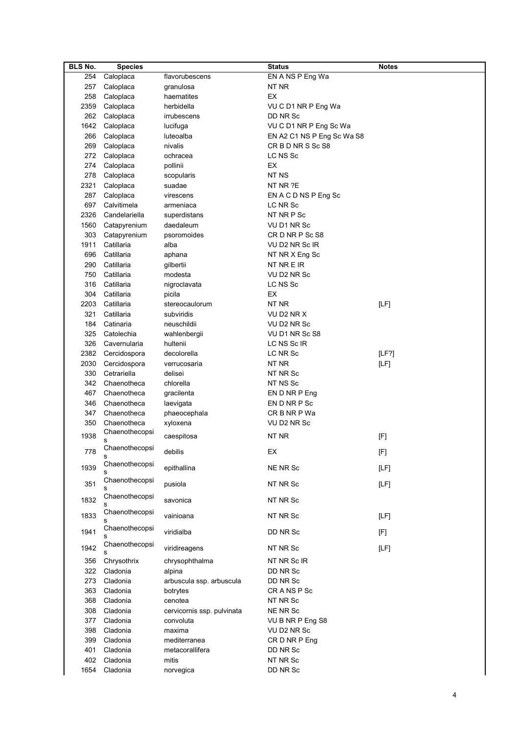| BLS No. | Species | | Status | Notes |
|---|---|---|---|---|
| 254 | Caloplaca | flavorubescens | EN A NS P Eng Wa | |
| 257 | Caloplaca | granulosa | NT NR | |
| 258 | Caloplaca | haematites | EX | |
| 2359 | Caloplaca | herbidella | VU C D1 NR P Eng Wa | |
| 262 | Caloplaca | irrubescens | DD NR Sc | |
| 1642 | Caloplaca | lucifuga | VU C D1 NR P Eng Sc Wa | |
| 266 | Caloplaca | luteoalba | EN A2 C1 NS P Eng Sc Wa S8 | |
| 269 | Caloplaca | nivalis | CR B D NR S Sc S8 | |
| 272 | Caloplaca | ochracea | LC NS Sc | |
| 274 | Caloplaca | pollinii | EX | |
| 278 | Caloplaca | scopularis | NT NS | |
| 2321 | Caloplaca | suadae | NT NR ?E | |
| 287 | Caloplaca | virescens | EN A C D NS P Eng Sc | |
| 697 | Calvitimela | armeniaca | LC NR Sc | |
| 2326 | Candelariella | superdistans | NT NR P Sc | |
| 1560 | Catapyrenium | daedaleum | VU D1 NR Sc | |
| 303 | Catapyrenium | psoromoides | CR D NR P Sc S8 | |
| 1911 | Catillaria | alba | VU D2 NR Sc IR | |
| 696 | Catillaria | aphana | NT NR X Eng Sc | |
| 290 | Catillaria | gilbertii | NT NR E IR | |
| 750 | Catillaria | modesta | VU D2 NR Sc | |
| 316 | Catillaria | nigroclavata | LC NS Sc | |
| 304 | Catillaria | picila | EX | |
| 2203 | Catillaria | stereocaulorum | NT NR | [LF] |
| 321 | Catillaria | subviridis | VU D2 NR X | |
| 184 | Catinaria | neuschildii | VU D2 NR Sc | |
| 325 | Catolechia | wahlenbergii | VU D1 NR Sc S8 | |
| 326 | Cavernularia | hultenii | LC NS Sc IR | |
| 2382 | Cercidospora | decolorella | LC NR Sc | [LF?] |
| 2030 | Cercidospora | verrucosaria | NT NR | [LF] |
| 330 | Cetrariella | delisei | NT NR Sc | |
| 342 | Chaenotheca | chlorella | NT NS Sc | |
| 467 | Chaenotheca | gracilenta | EN D NR P Eng | |
| 346 | Chaenotheca | laevigata | EN D NR P Sc | |
| 347 | Chaenotheca | phaeocephala | CR B NR P Wa | |
| 350 | Chaenotheca | xyloxena | VU D2 NR Sc | |
| 1938 | Chaenothecopsis | caespitosa | NT NR | [F] |
| 778 | Chaenothecopsis | debilis | EX | [F] |
| 1939 | Chaenothecopsis | epithallina | NE NR Sc | [LF] |
| 351 | Chaenothecopsis | pusiola | NT NR Sc | [LF] |
| 1832 | Chaenothecopsis | savonica | NT NR Sc | |
| 1833 | Chaenothecopsis | vainioana | NT NR Sc | [LF] |
| 1941 | Chaenothecopsis | viridialba | DD NR Sc | [F] |
| 1942 | Chaenothecopsis | viridireagens | NT NR Sc | [LF] |
| 356 | Chrysothrix | chrysophthalma | NT NR Sc IR | |
| 322 | Cladonia | alpina | DD NR Sc | |
| 273 | Cladonia | arbuscula ssp. arbuscula | DD NR Sc | |
| 363 | Cladonia | botrytes | CR A NS P Sc | |
| 368 | Cladonia | cenotea | NT NR Sc | |
| 308 | Cladonia | cervicornis ssp. pulvinata | NE NR Sc | |
| 377 | Cladonia | convoluta | VU B NR P Eng S8 | |
| 398 | Cladonia | maxima | VU D2 NR Sc | |
| 399 | Cladonia | mediterranea | CR D NR P Eng | |
| 401 | Cladonia | metacorallifera | DD NR Sc | |
| 402 | Cladonia | mitis | NT NR Sc | |
| 1654 | Cladonia | norvegica | DD NR Sc | |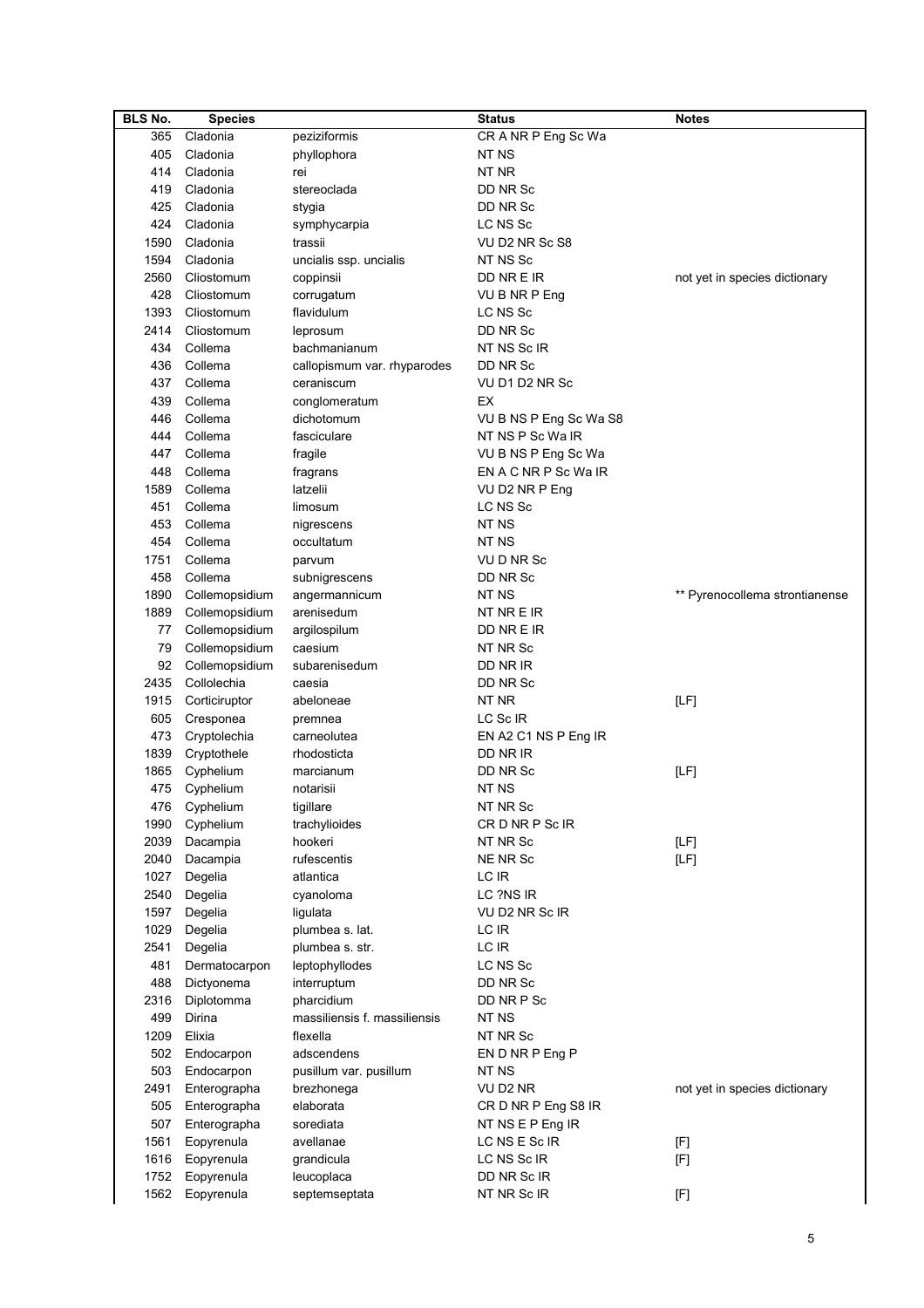| BLS No. | Species | | Status | Notes |
|---|---|---|---|---|
| 365 | Cladonia | peziziformis | CR A NR P Eng Sc Wa | |
| 405 | Cladonia | phyllophora | NT NS | |
| 414 | Cladonia | rei | NT NR | |
| 419 | Cladonia | stereoclada | DD NR Sc | |
| 425 | Cladonia | stygia | DD NR Sc | |
| 424 | Cladonia | symphycarpia | LC NS Sc | |
| 1590 | Cladonia | trassii | VU D2 NR Sc S8 | |
| 1594 | Cladonia | uncialis ssp. uncialis | NT NS Sc | |
| 2560 | Cliostomum | coppinsii | DD NR E IR | not yet in species dictionary |
| 428 | Cliostomum | corrugatum | VU B NR P Eng | |
| 1393 | Cliostomum | flavidulum | LC NS Sc | |
| 2414 | Cliostomum | leprosum | DD NR Sc | |
| 434 | Collema | bachmanianum | NT NS Sc IR | |
| 436 | Collema | callopismum var. rhyparodes | DD NR Sc | |
| 437 | Collema | ceraniscum | VU D1 D2 NR Sc | |
| 439 | Collema | conglomeratum | EX | |
| 446 | Collema | dichotomum | VU B NS P Eng Sc Wa S8 | |
| 444 | Collema | fasciculare | NT NS P Sc Wa IR | |
| 447 | Collema | fragile | VU B NS P Eng Sc Wa | |
| 448 | Collema | fragrans | EN A C NR P Sc Wa IR | |
| 1589 | Collema | latzelii | VU D2 NR P Eng | |
| 451 | Collema | limosum | LC NS Sc | |
| 453 | Collema | nigrescens | NT NS | |
| 454 | Collema | occultatum | NT NS | |
| 1751 | Collema | parvum | VU D NR Sc | |
| 458 | Collema | subnigrescens | DD NR Sc | |
| 1890 | Collemopsidium | angermannicum | NT NS | ** Pyrenocollema strontianense |
| 1889 | Collemopsidium | arenisedum | NT NR E IR | |
| 77 | Collemopsidium | argilospilum | DD NR E IR | |
| 79 | Collemopsidium | caesium | NT NR Sc | |
| 92 | Collemopsidium | subarenisedum | DD NR IR | |
| 2435 | Collolechia | caesia | DD NR Sc | |
| 1915 | Corticiruptor | abeloneae | NT NR | [LF] |
| 605 | Cresponea | premnea | LC Sc IR | |
| 473 | Cryptolechia | carneolutea | EN A2 C1 NS P Eng IR | |
| 1839 | Cryptothele | rhodosticta | DD NR IR | |
| 1865 | Cyphelium | marcianum | DD NR Sc | [LF] |
| 475 | Cyphelium | notarisii | NT NS | |
| 476 | Cyphelium | tigillare | NT NR Sc | |
| 1990 | Cyphelium | trachylioides | CR D NR P Sc IR | |
| 2039 | Dacampia | hookeri | NT NR Sc | [LF] |
| 2040 | Dacampia | rufescentis | NE NR Sc | [LF] |
| 1027 | Degelia | atlantica | LC IR | |
| 2540 | Degelia | cyanoloma | LC ?NS IR | |
| 1597 | Degelia | ligulata | VU D2 NR Sc IR | |
| 1029 | Degelia | plumbea s. lat. | LC IR | |
| 2541 | Degelia | plumbea s. str. | LC IR | |
| 481 | Dermatocarpon | leptophyllodes | LC NS Sc | |
| 488 | Dictyonema | interruptum | DD NR Sc | |
| 2316 | Diplotomma | pharcidium | DD NR P Sc | |
| 499 | Dirina | massiliensis f. massiliensis | NT NS | |
| 1209 | Elixia | flexella | NT NR Sc | |
| 502 | Endocarpon | adscendens | EN D NR P Eng P | |
| 503 | Endocarpon | pusillum var. pusillum | NT NS | |
| 2491 | Enterographa | brezhonega | VU D2 NR | not yet in species dictionary |
| 505 | Enterographa | elaborata | CR D NR P Eng S8 IR | |
| 507 | Enterographa | sorediata | NT NS E P Eng IR | |
| 1561 | Eopyrenula | avellanae | LC NS E Sc IR | [F] |
| 1616 | Eopyrenula | grandicula | LC NS Sc IR | [F] |
| 1752 | Eopyrenula | leucoplaca | DD NR Sc IR | |
| 1562 | Eopyrenula | septemseptata | NT NR Sc IR | [F] |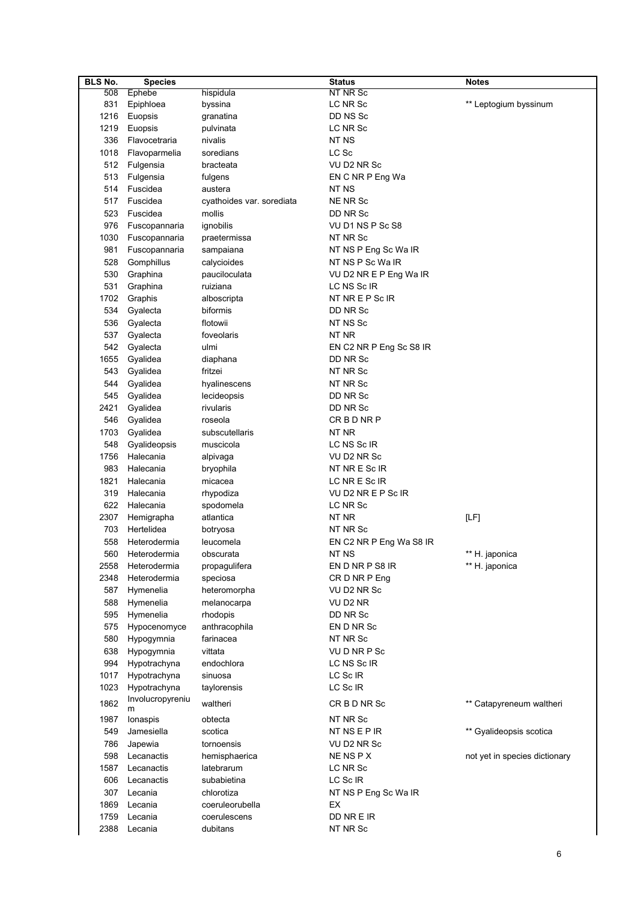| BLS No. | Species | | Status | Notes |
|---|---|---|---|---|
| 508 | Ephebe | hispidula | NT NR Sc | |
| 831 | Epiphloea | byssina | LC NR Sc | ** Leptogium byssinum |
| 1216 | Euopsis | granatina | DD NS Sc | |
| 1219 | Euopsis | pulvinata | LC NR Sc | |
| 336 | Flavocetraria | nivalis | NT NS | |
| 1018 | Flavoparmelia | soredians | LC Sc | |
| 512 | Fulgensia | bracteata | VU D2 NR Sc | |
| 513 | Fulgensia | fulgens | EN C NR P Eng Wa | |
| 514 | Fuscidea | austera | NT NS | |
| 517 | Fuscidea | cyathoides var. sorediata | NE NR Sc | |
| 523 | Fuscidea | mollis | DD NR Sc | |
| 976 | Fuscopannaria | ignobilis | VU D1 NS P Sc S8 | |
| 1030 | Fuscopannaria | praetermissa | NT NR Sc | |
| 981 | Fuscopannaria | sampaiana | NT NS P Eng Sc Wa IR | |
| 528 | Gomphillus | calycioides | NT NS P Sc Wa IR | |
| 530 | Graphina | pauciloculata | VU D2 NR E P Eng Wa IR | |
| 531 | Graphina | ruiziana | LC NS Sc IR | |
| 1702 | Graphis | alboscripta | NT NR E P Sc IR | |
| 534 | Gyalecta | biformis | DD NR Sc | |
| 536 | Gyalecta | flotowii | NT NS Sc | |
| 537 | Gyalecta | foveolaris | NT NR | |
| 542 | Gyalecta | ulmi | EN C2 NR P Eng Sc S8 IR | |
| 1655 | Gyalidea | diaphana | DD NR Sc | |
| 543 | Gyalidea | fritzei | NT NR Sc | |
| 544 | Gyalidea | hyalinescens | NT NR Sc | |
| 545 | Gyalidea | lecideopsis | DD NR Sc | |
| 2421 | Gyalidea | rivularis | DD NR Sc | |
| 546 | Gyalidea | roseola | CR B D NR P | |
| 1703 | Gyalidea | subscutellaris | NT NR | |
| 548 | Gyalideopsis | muscicola | LC NS Sc IR | |
| 1756 | Halecania | alpivaga | VU D2 NR Sc | |
| 983 | Halecania | bryophila | NT NR E Sc IR | |
| 1821 | Halecania | micacea | LC NR E Sc IR | |
| 319 | Halecania | rhypodiza | VU D2 NR E P Sc IR | |
| 622 | Halecania | spodomela | LC NR Sc | |
| 2307 | Hemigrapha | atlantica | NT NR | [LF] |
| 703 | Hertelidea | botryosa | NT NR Sc | |
| 558 | Heterodermia | leucomela | EN C2 NR P Eng Wa S8 IR | |
| 560 | Heterodermia | obscurata | NT NS | ** H. japonica |
| 2558 | Heterodermia | propagulifera | EN D NR P S8 IR | ** H. japonica |
| 2348 | Heterodermia | speciosa | CR D NR P Eng | |
| 587 | Hymenelia | heteromorpha | VU D2 NR Sc | |
| 588 | Hymenelia | melanocarpa | VU D2 NR | |
| 595 | Hymenelia | rhodopis | DD NR Sc | |
| 575 | Hypocenomyce | anthracophila | EN D NR Sc | |
| 580 | Hypogymnia | farinacea | NT NR Sc | |
| 638 | Hypogymnia | vittata | VU D NR P Sc | |
| 994 | Hypotrachyna | endochlora | LC NS Sc IR | |
| 1017 | Hypotrachyna | sinuosa | LC Sc IR | |
| 1023 | Hypotrachyna | taylorensis | LC Sc IR | |
| 1862 | Involucropyrenium | waltheri | CR B D NR Sc | ** Catapyreneum waltheri |
| 1987 | Ionaspis | obtecta | NT NR Sc | |
| 549 | Jamesiella | scotica | NT NS E P IR | ** Gyalideopsis scotica |
| 786 | Japewia | tornoensis | VU D2 NR Sc | |
| 598 | Lecanactis | hemisphaerica | NE NS P X | not yet in species dictionary |
| 1587 | Lecanactis | latebrarum | LC NR Sc | |
| 606 | Lecanactis | subabietina | LC Sc IR | |
| 307 | Lecania | chlorotiza | NT NS P Eng Sc Wa IR | |
| 1869 | Lecania | coeruleorubella | EX | |
| 1759 | Lecania | coerulescens | DD NR E IR | |
| 2388 | Lecania | dubitans | NT NR Sc | |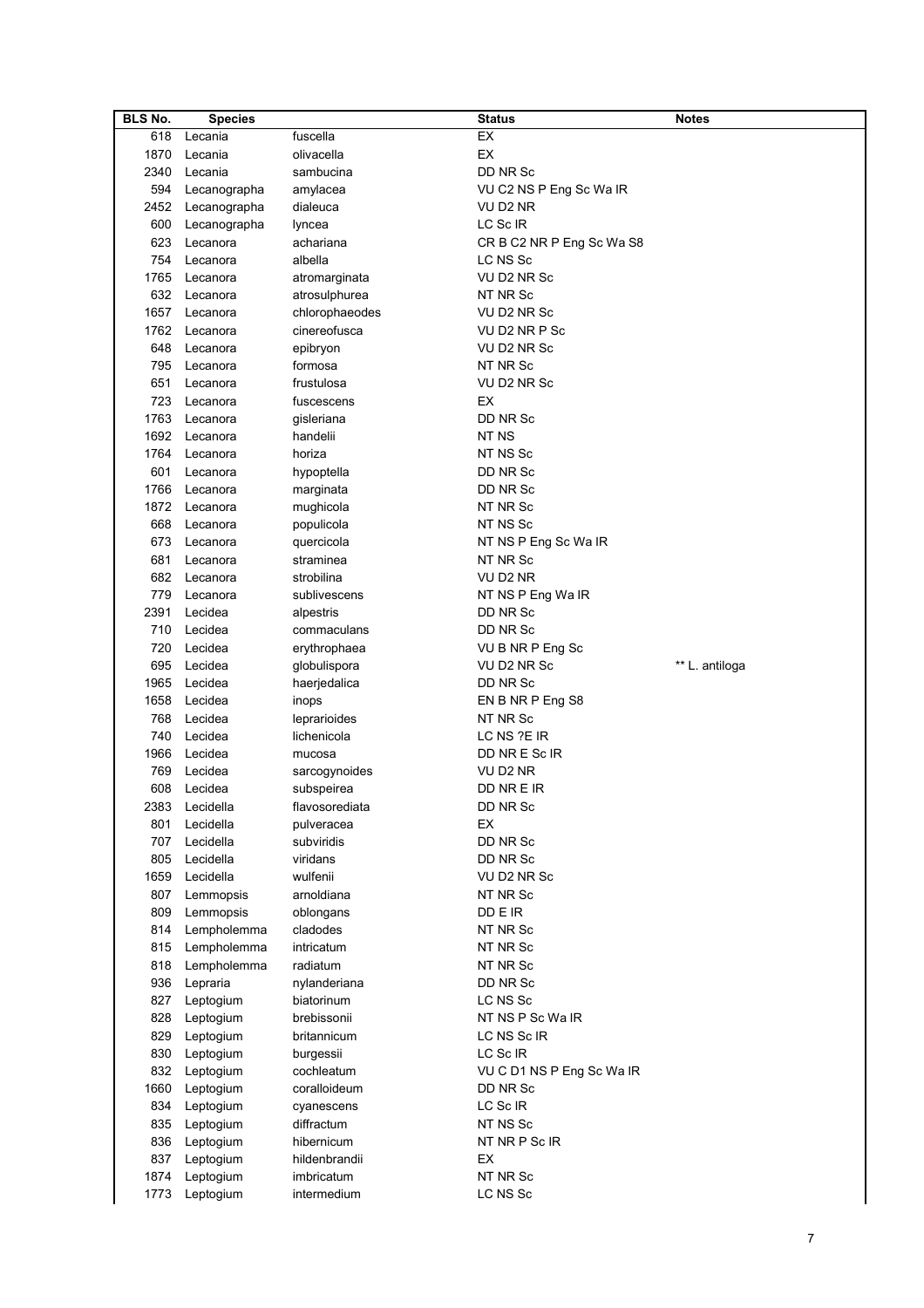| BLS No. | Species | | Status | Notes |
|---|---|---|---|---|
| 618 | Lecania | fuscella | EX | |
| 1870 | Lecania | olivacella | EX | |
| 2340 | Lecania | sambucina | DD NR Sc | |
| 594 | Lecanographa | amylacea | VU C2 NS P Eng Sc Wa IR | |
| 2452 | Lecanographa | dialeuca | VU D2 NR | |
| 600 | Lecanographa | lyncea | LC Sc IR | |
| 623 | Lecanora | achariana | CR B C2 NR P Eng Sc Wa S8 | |
| 754 | Lecanora | albella | LC NS Sc | |
| 1765 | Lecanora | atromarginata | VU D2 NR Sc | |
| 632 | Lecanora | atrosulphurea | NT NR Sc | |
| 1657 | Lecanora | chlorophaeodes | VU D2 NR Sc | |
| 1762 | Lecanora | cinereofusca | VU D2 NR P Sc | |
| 648 | Lecanora | epibryon | VU D2 NR Sc | |
| 795 | Lecanora | formosa | NT NR Sc | |
| 651 | Lecanora | frustulosa | VU D2 NR Sc | |
| 723 | Lecanora | fuscescens | EX | |
| 1763 | Lecanora | gisleriana | DD NR Sc | |
| 1692 | Lecanora | handelii | NT NS | |
| 1764 | Lecanora | horiza | NT NS Sc | |
| 601 | Lecanora | hypoptella | DD NR Sc | |
| 1766 | Lecanora | marginata | DD NR Sc | |
| 1872 | Lecanora | mughicola | NT NR Sc | |
| 668 | Lecanora | populicola | NT NS Sc | |
| 673 | Lecanora | quercicola | NT NS P Eng Sc Wa IR | |
| 681 | Lecanora | straminea | NT NR Sc | |
| 682 | Lecanora | strobilina | VU D2 NR | |
| 779 | Lecanora | sublivescens | NT NS P Eng Wa IR | |
| 2391 | Lecidea | alpestris | DD NR Sc | |
| 710 | Lecidea | commaculans | DD NR Sc | |
| 720 | Lecidea | erythrophaea | VU B NR P Eng Sc | |
| 695 | Lecidea | globulispora | VU D2 NR Sc | ** L. antiloga |
| 1965 | Lecidea | haerjedalica | DD NR Sc | |
| 1658 | Lecidea | inops | EN B NR P Eng S8 | |
| 768 | Lecidea | leprarioides | NT NR Sc | |
| 740 | Lecidea | lichenicola | LC NS ?E IR | |
| 1966 | Lecidea | mucosa | DD NR E Sc IR | |
| 769 | Lecidea | sarcogynoides | VU D2 NR | |
| 608 | Lecidea | subspeirea | DD NR E IR | |
| 2383 | Lecidella | flavosorediata | DD NR Sc | |
| 801 | Lecidella | pulveracea | EX | |
| 707 | Lecidella | subviridis | DD NR Sc | |
| 805 | Lecidella | viridans | DD NR Sc | |
| 1659 | Lecidella | wulfenii | VU D2 NR Sc | |
| 807 | Lemmopsis | arnoldiana | NT NR Sc | |
| 809 | Lemmopsis | oblongans | DD E IR | |
| 814 | Lempholemma | cladodes | NT NR Sc | |
| 815 | Lempholemma | intricatum | NT NR Sc | |
| 818 | Lempholemma | radiatum | NT NR Sc | |
| 936 | Lepraria | nylanderiana | DD NR Sc | |
| 827 | Leptogium | biatorinum | LC NS Sc | |
| 828 | Leptogium | brebissonii | NT NS P Sc Wa IR | |
| 829 | Leptogium | britannicum | LC NS Sc IR | |
| 830 | Leptogium | burgessii | LC Sc IR | |
| 832 | Leptogium | cochleatum | VU C D1 NS P Eng Sc Wa IR | |
| 1660 | Leptogium | coralloideum | DD NR Sc | |
| 834 | Leptogium | cyanescens | LC Sc IR | |
| 835 | Leptogium | diffractum | NT NS Sc | |
| 836 | Leptogium | hibernicum | NT NR P Sc IR | |
| 837 | Leptogium | hildenbrandii | EX | |
| 1874 | Leptogium | imbricatum | NT NR Sc | |
| 1773 | Leptogium | intermedium | LC NS Sc | |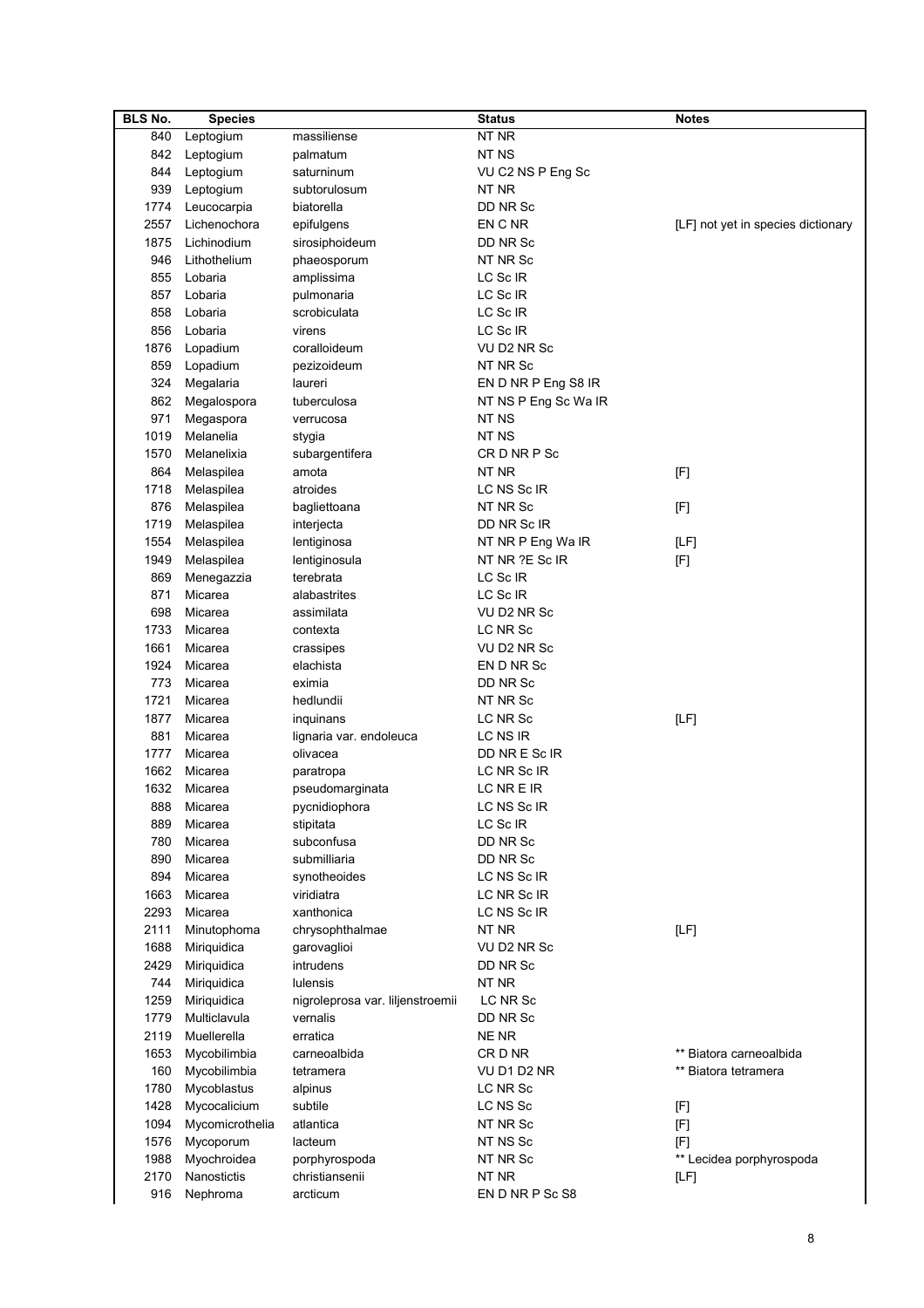| BLS No. | Species | | Status | Notes |
|---|---|---|---|---|
| 840 | Leptogium | massiliense | NT NR | |
| 842 | Leptogium | palmatum | NT NS | |
| 844 | Leptogium | saturninum | VU C2 NS P Eng Sc | |
| 939 | Leptogium | subtorulosum | NT NR | |
| 1774 | Leucocarpia | biatorella | DD NR Sc | |
| 2557 | Lichenochora | epifulgens | EN C NR | [LF] not yet in species dictionary |
| 1875 | Lichinodium | sirosiphoideum | DD NR Sc | |
| 946 | Lithothelium | phaeosporum | NT NR Sc | |
| 855 | Lobaria | amplissima | LC Sc IR | |
| 857 | Lobaria | pulmonaria | LC Sc IR | |
| 858 | Lobaria | scrobiculata | LC Sc IR | |
| 856 | Lobaria | virens | LC Sc IR | |
| 1876 | Lopadium | coralloideum | VU D2 NR Sc | |
| 859 | Lopadium | pezizoideum | NT NR Sc | |
| 324 | Megalaria | laureri | EN D NR P Eng S8 IR | |
| 862 | Megalospora | tuberculosa | NT NS P Eng Sc Wa IR | |
| 971 | Megaspora | verrucosa | NT NS | |
| 1019 | Melanelia | stygia | NT NS | |
| 1570 | Melanelixia | subargentifera | CR D NR P Sc | |
| 864 | Melaspilea | amota | NT NR | [F] |
| 1718 | Melaspilea | atroides | LC NS Sc IR | |
| 876 | Melaspilea | bagliettoana | NT NR Sc | [F] |
| 1719 | Melaspilea | interjecta | DD NR Sc IR | |
| 1554 | Melaspilea | lentiginosa | NT NR P Eng Wa IR | [LF] |
| 1949 | Melaspilea | lentiginosula | NT NR ?E Sc IR | [F] |
| 869 | Menegazzia | terebrata | LC Sc IR | |
| 871 | Micarea | alabastrites | LC Sc IR | |
| 698 | Micarea | assimilata | VU D2 NR Sc | |
| 1733 | Micarea | contexta | LC NR Sc | |
| 1661 | Micarea | crassipes | VU D2 NR Sc | |
| 1924 | Micarea | elachista | EN D NR Sc | |
| 773 | Micarea | eximia | DD NR Sc | |
| 1721 | Micarea | hedlundii | NT NR Sc | |
| 1877 | Micarea | inquinans | LC NR Sc | [LF] |
| 881 | Micarea | lignaria var. endoleuca | LC NS IR | |
| 1777 | Micarea | olivacea | DD NR E Sc IR | |
| 1662 | Micarea | paratropa | LC NR Sc IR | |
| 1632 | Micarea | pseudomarginata | LC NR E IR | |
| 888 | Micarea | pycnidiophora | LC NS Sc IR | |
| 889 | Micarea | stipitata | LC Sc IR | |
| 780 | Micarea | subconfusa | DD NR Sc | |
| 890 | Micarea | submilliaria | DD NR Sc | |
| 894 | Micarea | synotheoides | LC NS Sc IR | |
| 1663 | Micarea | viridiatra | LC NR Sc IR | |
| 2293 | Micarea | xanthonica | LC NS Sc IR | |
| 2111 | Minutophoma | chrysophthalmae | NT NR | [LF] |
| 1688 | Miriquidica | garovaglioi | VU D2 NR Sc | |
| 2429 | Miriquidica | intrudens | DD NR Sc | |
| 744 | Miriquidica | lulensis | NT NR | |
| 1259 | Miriquidica | nigroleprosa var. liljenstroemii | LC NR Sc | |
| 1779 | Multiclavula | vernalis | DD NR Sc | |
| 2119 | Muellerella | erratica | NE NR | |
| 1653 | Mycobilimbia | carneoalbida | CR D NR | ** Biatora carneoalbida |
| 160 | Mycobilimbia | tetramera | VU D1 D2 NR | ** Biatora tetramera |
| 1780 | Mycoblastus | alpinus | LC NR Sc | |
| 1428 | Mycocalicium | subtile | LC NS Sc | [F] |
| 1094 | Mycomicrothelia | atlantica | NT NR Sc | [F] |
| 1576 | Mycoporum | lacteum | NT NS Sc | [F] |
| 1988 | Mychroidea | porphyrospoda | NT NR Sc | ** Lecidea porphyrospoda |
| 2170 | Nanostictis | christiansenii | NT NR | [LF] |
| 916 | Nephroma | arcticum | EN D NR P Sc S8 | |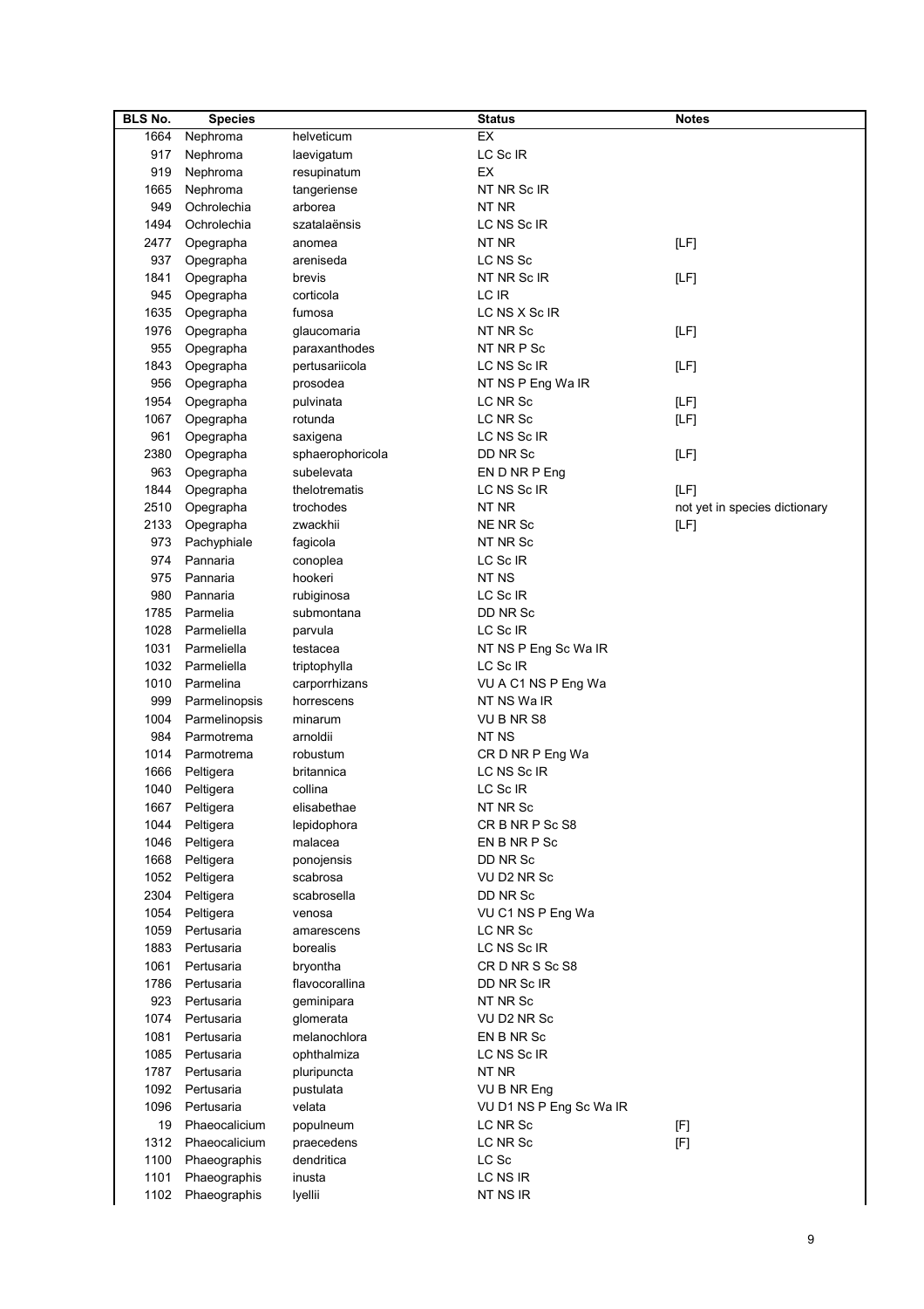| BLS No. | Species | | Status | Notes |
|---|---|---|---|---|
| 1664 | Nephroma | helveticum | EX | |
| 917 | Nephroma | laevigatum | LC Sc IR | |
| 919 | Nephroma | resupinatum | EX | |
| 1665 | Nephroma | tangeriense | NT NR Sc IR | |
| 949 | Ochrolechia | arborea | NT NR | |
| 1494 | Ochrolechia | szatalaënsis | LC NS Sc IR | |
| 2477 | Opegrapha | anomea | NT NR | [LF] |
| 937 | Opegrapha | areniseda | LC NS Sc | |
| 1841 | Opegrapha | brevis | NT NR Sc IR | [LF] |
| 945 | Opegrapha | corticola | LC IR | |
| 1635 | Opegrapha | fumosa | LC NS X Sc IR | |
| 1976 | Opegrapha | glaucomaria | NT NR Sc | [LF] |
| 955 | Opegrapha | paraxanthodes | NT NR P Sc | |
| 1843 | Opegrapha | pertusariicola | LC NS Sc IR | [LF] |
| 956 | Opegrapha | prosodea | NT NS P Eng Wa IR | |
| 1954 | Opegrapha | pulvinata | LC NR Sc | [LF] |
| 1067 | Opegrapha | rotunda | LC NR Sc | [LF] |
| 961 | Opegrapha | saxigena | LC NS Sc IR | |
| 2380 | Opegrapha | sphaerophoricola | DD NR Sc | [LF] |
| 963 | Opegrapha | subelevata | EN D NR P Eng | |
| 1844 | Opegrapha | thelotrematis | LC NS Sc IR | [LF] |
| 2510 | Opegrapha | trochodes | NT NR | not yet in species dictionary |
| 2133 | Opegrapha | zwackhii | NE NR Sc | [LF] |
| 973 | Pachyphiale | fagicola | NT NR Sc | |
| 974 | Pannaria | conoplea | LC Sc IR | |
| 975 | Pannaria | hookeri | NT NS | |
| 980 | Pannaria | rubiginosa | LC Sc IR | |
| 1785 | Parmelia | submontana | DD NR Sc | |
| 1028 | Parmeliella | parvula | LC Sc IR | |
| 1031 | Parmeliella | testacea | NT NS P Eng Sc Wa IR | |
| 1032 | Parmeliella | triptophylla | LC Sc IR | |
| 1010 | Parmelina | carporrhizans | VU A C1 NS P Eng Wa | |
| 999 | Parmelinopsis | horrescens | NT NS Wa IR | |
| 1004 | Parmelinopsis | minarum | VU B NR S8 | |
| 984 | Parmotrema | arnoldii | NT NS | |
| 1014 | Parmotrema | robustum | CR D NR P Eng Wa | |
| 1666 | Peltigera | britannica | LC NS Sc IR | |
| 1040 | Peltigera | collina | LC Sc IR | |
| 1667 | Peltigera | elisabethae | NT NR Sc | |
| 1044 | Peltigera | lepidophora | CR B NR P Sc S8 | |
| 1046 | Peltigera | malacea | EN B NR P Sc | |
| 1668 | Peltigera | ponojensis | DD NR Sc | |
| 1052 | Peltigera | scabrosa | VU D2 NR Sc | |
| 2304 | Peltigera | scabrosella | DD NR Sc | |
| 1054 | Peltigera | venosa | VU C1 NS P Eng Wa | |
| 1059 | Pertusaria | amarescens | LC NR Sc | |
| 1883 | Pertusaria | borealis | LC NS Sc IR | |
| 1061 | Pertusaria | bryontha | CR D NR S Sc S8 | |
| 1786 | Pertusaria | flavocorallina | DD NR Sc IR | |
| 923 | Pertusaria | geminipara | NT NR Sc | |
| 1074 | Pertusaria | glomerata | VU D2 NR Sc | |
| 1081 | Pertusaria | melanochlora | EN B NR Sc | |
| 1085 | Pertusaria | ophthalmiza | LC NS Sc IR | |
| 1787 | Pertusaria | pluripuncta | NT NR | |
| 1092 | Pertusaria | pustulata | VU B NR Eng | |
| 1096 | Pertusaria | velata | VU D1 NS P Eng Sc Wa IR | |
| 19 | Phaeocalicium | populneum | LC NR Sc | [F] |
| 1312 | Phaeocalicium | praecedens | LC NR Sc | [F] |
| 1100 | Phaeographis | dendritica | LC Sc | |
| 1101 | Phaeographis | inusta | LC NS IR | |
| 1102 | Phaeographis | lyellii | NT NS IR | |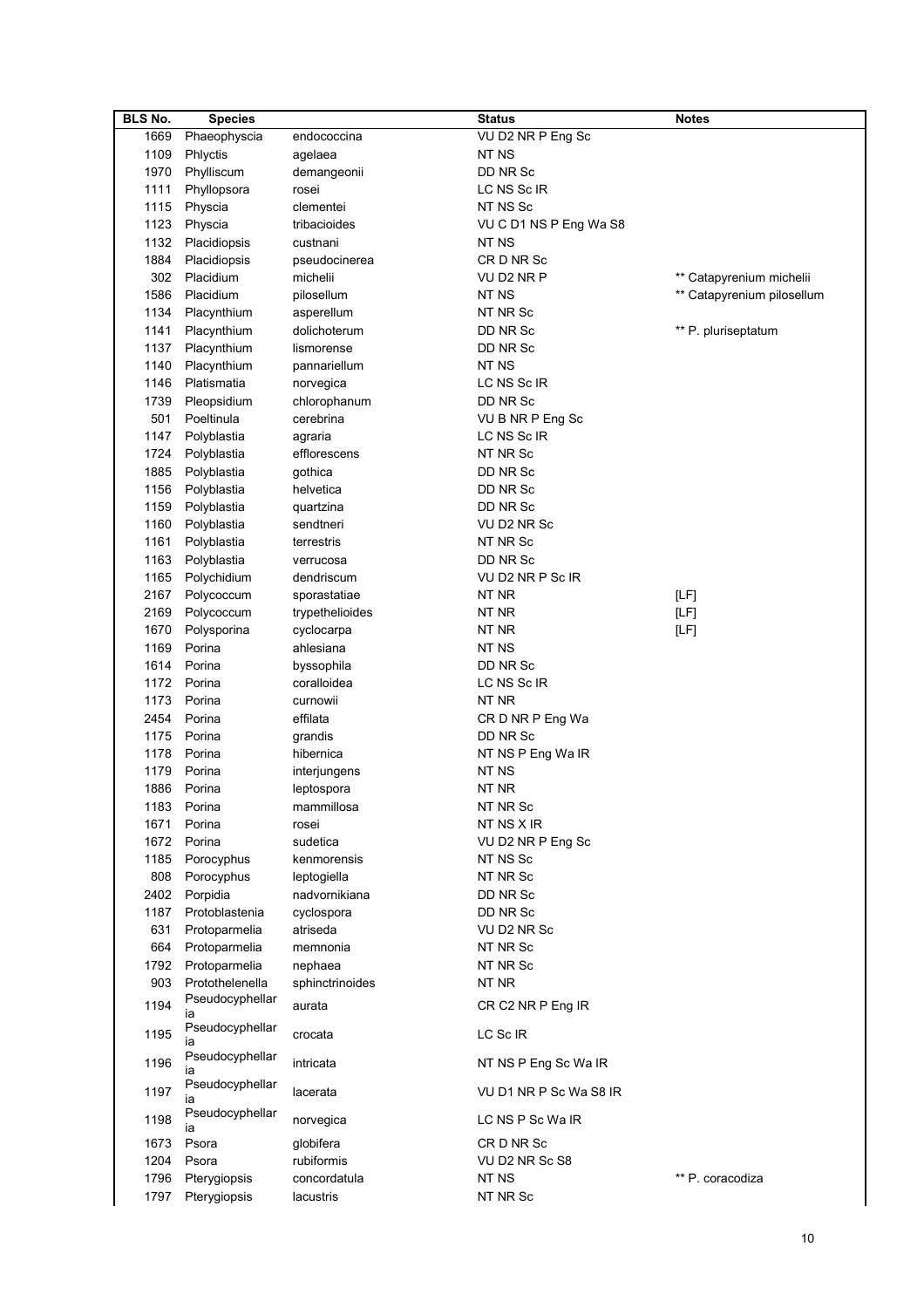| BLS No. | Species | | Status | Notes |
|---|---|---|---|---|
| 1669 | Phaeophyscia | endococcina | VU D2 NR P Eng Sc | |
| 1109 | Phlyctis | agelaea | NT NS | |
| 1970 | Phylliscum | demangeonii | DD NR Sc | |
| 1111 | Phyllopsora | rosei | LC NS Sc IR | |
| 1115 | Physcia | clementei | NT NS Sc | |
| 1123 | Physcia | tribacioides | VU C D1 NS P Eng Wa S8 | |
| 1132 | Placidiopsis | custnani | NT NS | |
| 1884 | Placidiopsis | pseudocinerea | CR D NR Sc | |
| 302 | Placidium | michelii | VU D2 NR P | ** Catapyrenium michelii |
| 1586 | Placidium | pilosellum | NT NS | ** Catapyrenium pilosellum |
| 1134 | Placynthium | asperellum | NT NR Sc | |
| 1141 | Placynthium | dolichoterum | DD NR Sc | ** P. pluriseptatum |
| 1137 | Placynthium | lismorense | DD NR Sc | |
| 1140 | Placynthium | pannariellum | NT NS | |
| 1146 | Platismatia | norvegica | LC NS Sc IR | |
| 1739 | Pleopsidium | chlorophanum | DD NR Sc | |
| 501 | Poeltinula | cerebrina | VU B NR P Eng Sc | |
| 1147 | Polyblastia | agraria | LC NS Sc IR | |
| 1724 | Polyblastia | efflorescens | NT NR Sc | |
| 1885 | Polyblastia | gothica | DD NR Sc | |
| 1156 | Polyblastia | helvetica | DD NR Sc | |
| 1159 | Polyblastia | quartzina | DD NR Sc | |
| 1160 | Polyblastia | sendtneri | VU D2 NR Sc | |
| 1161 | Polyblastia | terrestris | NT NR Sc | |
| 1163 | Polyblastia | verrucosa | DD NR Sc | |
| 1165 | Polychidium | dendriscum | VU D2 NR P Sc IR | |
| 2167 | Polycoccum | sporastatiae | NT NR | [LF] |
| 2169 | Polycoccum | trypethelioides | NT NR | [LF] |
| 1670 | Polysporina | cyclocarpa | NT NR | [LF] |
| 1169 | Porina | ahlesiana | NT NS | |
| 1614 | Porina | byssophila | DD NR Sc | |
| 1172 | Porina | coralloidea | LC NS Sc IR | |
| 1173 | Porina | curnowii | NT NR | |
| 2454 | Porina | effilata | CR D NR P Eng Wa | |
| 1175 | Porina | grandis | DD NR Sc | |
| 1178 | Porina | hibernica | NT NS P Eng Wa IR | |
| 1179 | Porina | interjungens | NT NS | |
| 1886 | Porina | leptospora | NT NR | |
| 1183 | Porina | mammillosa | NT NR Sc | |
| 1671 | Porina | rosei | NT NS X IR | |
| 1672 | Porina | sudetica | VU D2 NR P Eng Sc | |
| 1185 | Porocyphus | kenmorensis | NT NS Sc | |
| 808 | Porocyphus | leptogiella | NT NR Sc | |
| 2402 | Porpidia | nadvornikiana | DD NR Sc | |
| 1187 | Protoblastenia | cyclospora | DD NR Sc | |
| 631 | Protoparmelia | atriseda | VU D2 NR Sc | |
| 664 | Protoparmelia | memnonia | NT NR Sc | |
| 1792 | Protoparmelia | nephaea | NT NR Sc | |
| 903 | Protothelenella | sphinctrinoides | NT NR | |
| 1194 | Pseudocyphellaria | aurata | CR C2 NR P Eng IR | |
| 1195 | Pseudocyphellaria | crocata | LC Sc IR | |
| 1196 | Pseudocyphellaria | intricata | NT NS P Eng Sc Wa IR | |
| 1197 | Pseudocyphellaria | lacerata | VU D1 NR P Sc Wa S8 IR | |
| 1198 | Pseudocyphellaria | norvegica | LC NS P Sc Wa IR | |
| 1673 | Psora | globifera | CR D NR Sc | |
| 1204 | Psora | rubiformis | VU D2 NR Sc S8 | |
| 1796 | Pterygiopsis | concordatula | NT NS | ** P. coracodiza |
| 1797 | Pterygiopsis | lacustris | NT NR Sc | |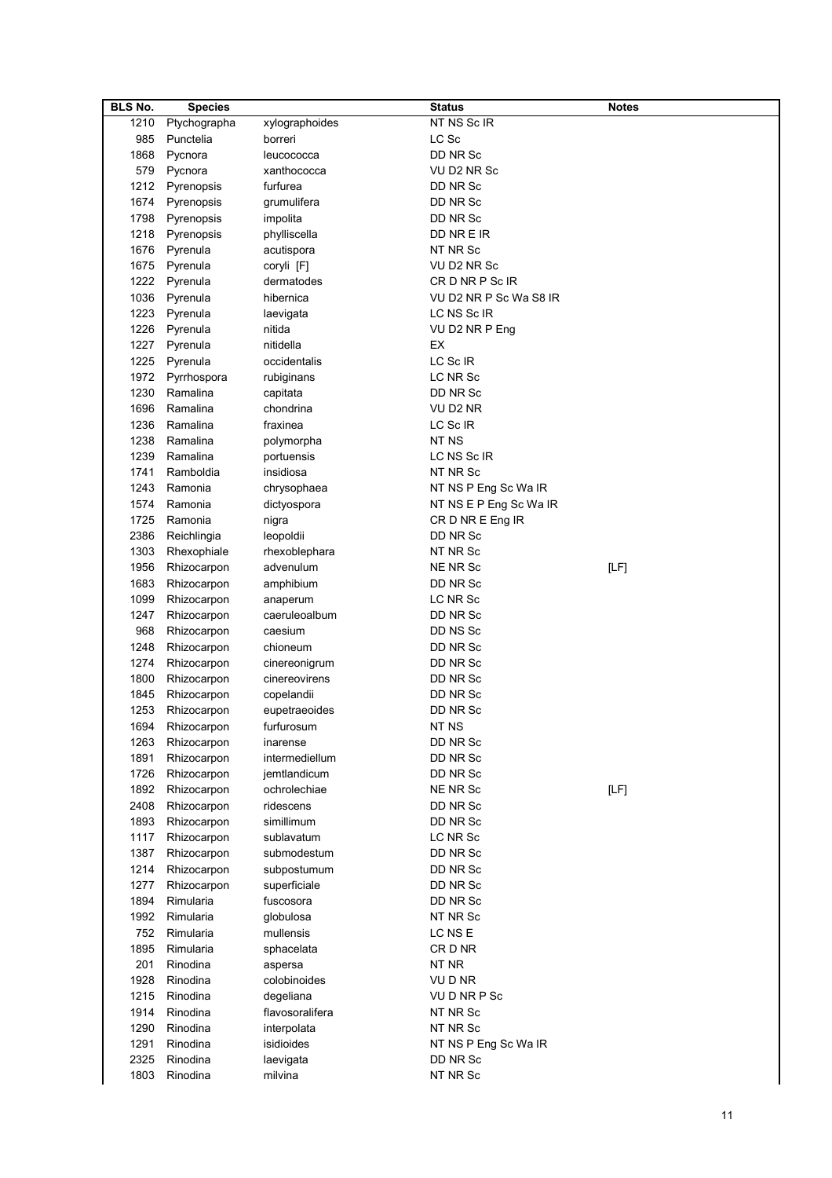| BLS No. | Species | | Status | Notes |
|---|---|---|---|---|
| 1210 | Ptychographa | xylographoides | NT NS Sc IR | |
| 985 | Punctelia | borreri | LC Sc | |
| 1868 | Pycnora | leucococca | DD NR Sc | |
| 579 | Pycnora | xanthococca | VU D2 NR Sc | |
| 1212 | Pyrenopsis | furfurea | DD NR Sc | |
| 1674 | Pyrenopsis | grumulifera | DD NR Sc | |
| 1798 | Pyrenopsis | impolita | DD NR Sc | |
| 1218 | Pyrenopsis | phylliscella | DD NR E IR | |
| 1676 | Pyrenula | acutispora | NT NR Sc | |
| 1675 | Pyrenula | coryli [F] | VU D2 NR Sc | |
| 1222 | Pyrenula | dermatodes | CR D NR P Sc IR | |
| 1036 | Pyrenula | hibernica | VU D2 NR P Sc Wa S8 IR | |
| 1223 | Pyrenula | laevigata | LC NS Sc IR | |
| 1226 | Pyrenula | nitida | VU D2 NR P Eng | |
| 1227 | Pyrenula | nitidella | EX | |
| 1225 | Pyrenula | occidentalis | LC Sc IR | |
| 1972 | Pyrrhospora | rubiginans | LC NR Sc | |
| 1230 | Ramalina | capitata | DD NR Sc | |
| 1696 | Ramalina | chondrina | VU D2 NR | |
| 1236 | Ramalina | fraxinea | LC Sc IR | |
| 1238 | Ramalina | polymorpha | NT NS | |
| 1239 | Ramalina | portuensis | LC NS Sc IR | |
| 1741 | Ramboldia | insidiosa | NT NR Sc | |
| 1243 | Ramonia | chrysophaea | NT NS P Eng Sc Wa IR | |
| 1574 | Ramonia | dictyospora | NT NS E P Eng Sc Wa IR | |
| 1725 | Ramonia | nigra | CR D NR E Eng IR | |
| 2386 | Reichlingia | leopoldii | DD NR Sc | |
| 1303 | Rhexophiale | rhexoblephara | NT NR Sc | |
| 1956 | Rhizocarpon | advenulum | NE NR Sc | [LF] |
| 1683 | Rhizocarpon | amphibium | DD NR Sc | |
| 1099 | Rhizocarpon | anaperum | LC NR Sc | |
| 1247 | Rhizocarpon | caeruleoalbum | DD NR Sc | |
| 968 | Rhizocarpon | caesium | DD NS Sc | |
| 1248 | Rhizocarpon | chioneum | DD NR Sc | |
| 1274 | Rhizocarpon | cinereonigrum | DD NR Sc | |
| 1800 | Rhizocarpon | cinereovirens | DD NR Sc | |
| 1845 | Rhizocarpon | copelandii | DD NR Sc | |
| 1253 | Rhizocarpon | eupetraeoides | DD NR Sc | |
| 1694 | Rhizocarpon | furfurosum | NT NS | |
| 1263 | Rhizocarpon | inarense | DD NR Sc | |
| 1891 | Rhizocarpon | intermediellum | DD NR Sc | |
| 1726 | Rhizocarpon | jemtlandicum | DD NR Sc | |
| 1892 | Rhizocarpon | ochrolechiae | NE NR Sc | [LF] |
| 2408 | Rhizocarpon | ridescens | DD NR Sc | |
| 1893 | Rhizocarpon | simillimum | DD NR Sc | |
| 1117 | Rhizocarpon | sublavatum | LC NR Sc | |
| 1387 | Rhizocarpon | submodestum | DD NR Sc | |
| 1214 | Rhizocarpon | subpostumum | DD NR Sc | |
| 1277 | Rhizocarpon | superficiale | DD NR Sc | |
| 1894 | Rimularia | fuscosora | DD NR Sc | |
| 1992 | Rimularia | globulosa | NT NR Sc | |
| 752 | Rimularia | mullensis | LC NS E | |
| 1895 | Rimularia | sphacelata | CR D NR | |
| 201 | Rinodina | aspersa | NT NR | |
| 1928 | Rinodina | colobinoides | VU D NR | |
| 1215 | Rinodina | degeliana | VU D NR P Sc | |
| 1914 | Rinodina | flavosoralifera | NT NR Sc | |
| 1290 | Rinodina | interpolata | NT NR Sc | |
| 1291 | Rinodina | isidioides | NT NS P Eng Sc Wa IR | |
| 2325 | Rinodina | laevigata | DD NR Sc | |
| 1803 | Rinodina | milvina | NT NR Sc | |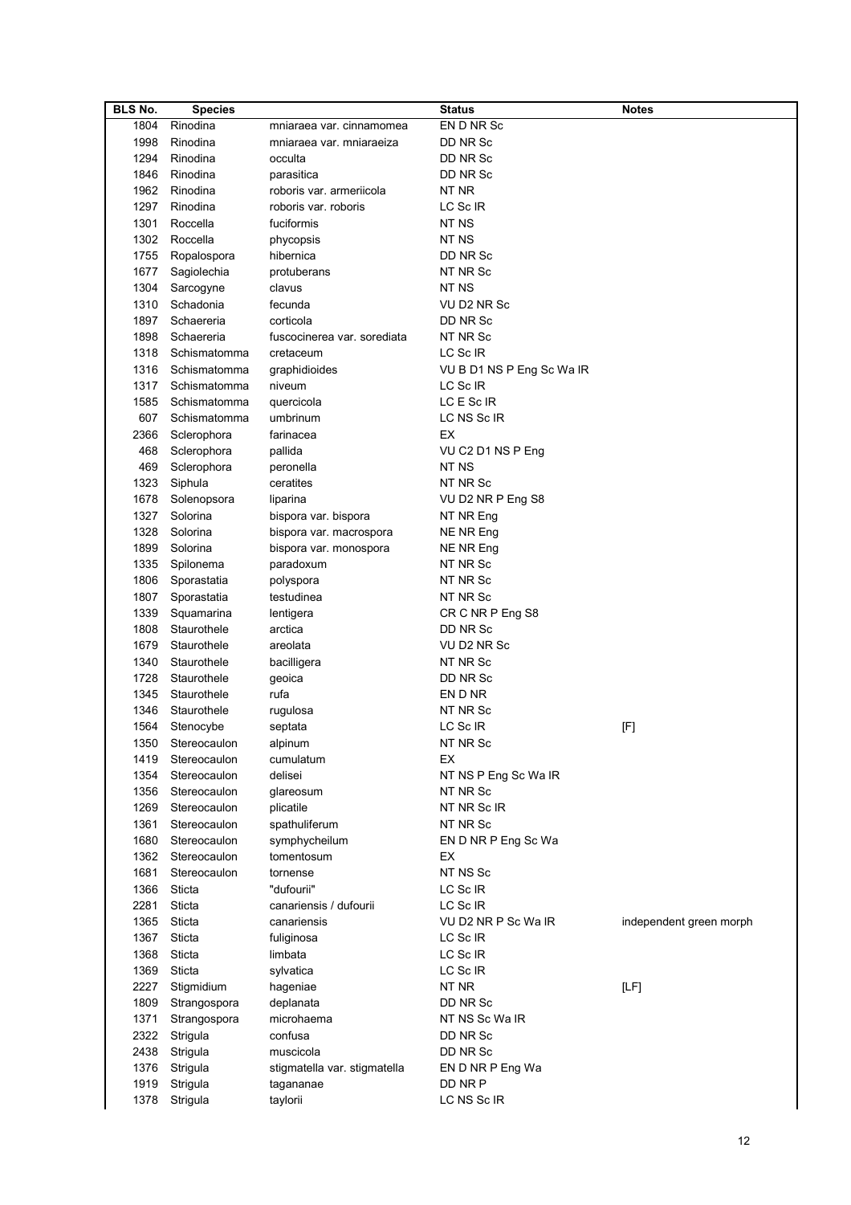| BLS No. | Species | | Status | Notes |
|---|---|---|---|---|
| 1804 | Rinodina | mniaraea var. cinnamomea | EN D NR Sc | |
| 1998 | Rinodina | mniaraea var. mniaraeiza | DD NR Sc | |
| 1294 | Rinodina | occulta | DD NR Sc | |
| 1846 | Rinodina | parasitica | DD NR Sc | |
| 1962 | Rinodina | roboris var. armeriicola | NT NR | |
| 1297 | Rinodina | roboris var. roboris | LC Sc IR | |
| 1301 | Roccella | fuciformis | NT NS | |
| 1302 | Roccella | phycopsis | NT NS | |
| 1755 | Ropalospora | hibernica | DD NR Sc | |
| 1677 | Sagiolechia | protuberans | NT NR Sc | |
| 1304 | Sarcogyne | clavus | NT NS | |
| 1310 | Schadonia | fecunda | VU D2 NR Sc | |
| 1897 | Schaereria | corticola | DD NR Sc | |
| 1898 | Schaereria | fuscocinerea var. sorediata | NT NR Sc | |
| 1318 | Schismatomma | cretaceum | LC Sc IR | |
| 1316 | Schismatomma | graphidioides | VU B D1 NS P Eng Sc Wa IR | |
| 1317 | Schismatomma | niveum | LC Sc IR | |
| 1585 | Schismatomma | quercicola | LC E Sc IR | |
| 607 | Schismatomma | umbrinum | LC NS Sc IR | |
| 2366 | Sclerophora | farinacea | EX | |
| 468 | Sclerophora | pallida | VU C2 D1 NS P Eng | |
| 469 | Sclerophora | peronella | NT NS | |
| 1323 | Siphula | ceratites | NT NR Sc | |
| 1678 | Solenopsora | liparina | VU D2 NR P Eng S8 | |
| 1327 | Solorina | bispora var. bispora | NT NR Eng | |
| 1328 | Solorina | bispora var. macrospora | NE NR Eng | |
| 1899 | Solorina | bispora var. monospora | NE NR Eng | |
| 1335 | Spilonema | paradoxum | NT NR Sc | |
| 1806 | Sporastatia | polyspora | NT NR Sc | |
| 1807 | Sporastatia | testudinea | NT NR Sc | |
| 1339 | Squamarina | lentigera | CR C NR P Eng S8 | |
| 1808 | Staurothele | arctica | DD NR Sc | |
| 1679 | Staurothele | areolata | VU D2 NR Sc | |
| 1340 | Staurothele | bacilligera | NT NR Sc | |
| 1728 | Staurothele | geoica | DD NR Sc | |
| 1345 | Staurothele | rufa | EN D NR | |
| 1346 | Staurothele | rugulosa | NT NR Sc | |
| 1564 | Stenocybe | septata | LC Sc IR | [F] |
| 1350 | Stereocaulon | alpinum | NT NR Sc | |
| 1419 | Stereocaulon | cumulatum | EX | |
| 1354 | Stereocaulon | delisei | NT NS P Eng Sc Wa IR | |
| 1356 | Stereocaulon | glareosum | NT NR Sc | |
| 1269 | Stereocaulon | plicatile | NT NR Sc IR | |
| 1361 | Stereocaulon | spathuliferum | NT NR Sc | |
| 1680 | Stereocaulon | symphycheilum | EN D NR P Eng Sc Wa | |
| 1362 | Stereocaulon | tomentosum | EX | |
| 1681 | Stereocaulon | tornense | NT NS Sc | |
| 1366 | Sticta | "dufourii" | LC Sc IR | |
| 2281 | Sticta | canariensis / dufourii | LC Sc IR | |
| 1365 | Sticta | canariensis | VU D2 NR P Sc Wa IR | independent green morph |
| 1367 | Sticta | fuliginosa | LC Sc IR | |
| 1368 | Sticta | limbata | LC Sc IR | |
| 1369 | Sticta | sylvatica | LC Sc IR | |
| 2227 | Stigmidium | hageniae | NT NR | [LF] |
| 1809 | Strangospora | deplanata | DD NR Sc | |
| 1371 | Strangospora | microhaema | NT NS Sc Wa IR | |
| 2322 | Strigula | confusa | DD NR Sc | |
| 2438 | Strigula | muscicola | DD NR Sc | |
| 1376 | Strigula | stigmatella var. stigmatella | EN D NR P Eng Wa | |
| 1919 | Strigula | tagananae | DD NR P | |
| 1378 | Strigula | taylorii | LC NS Sc IR | |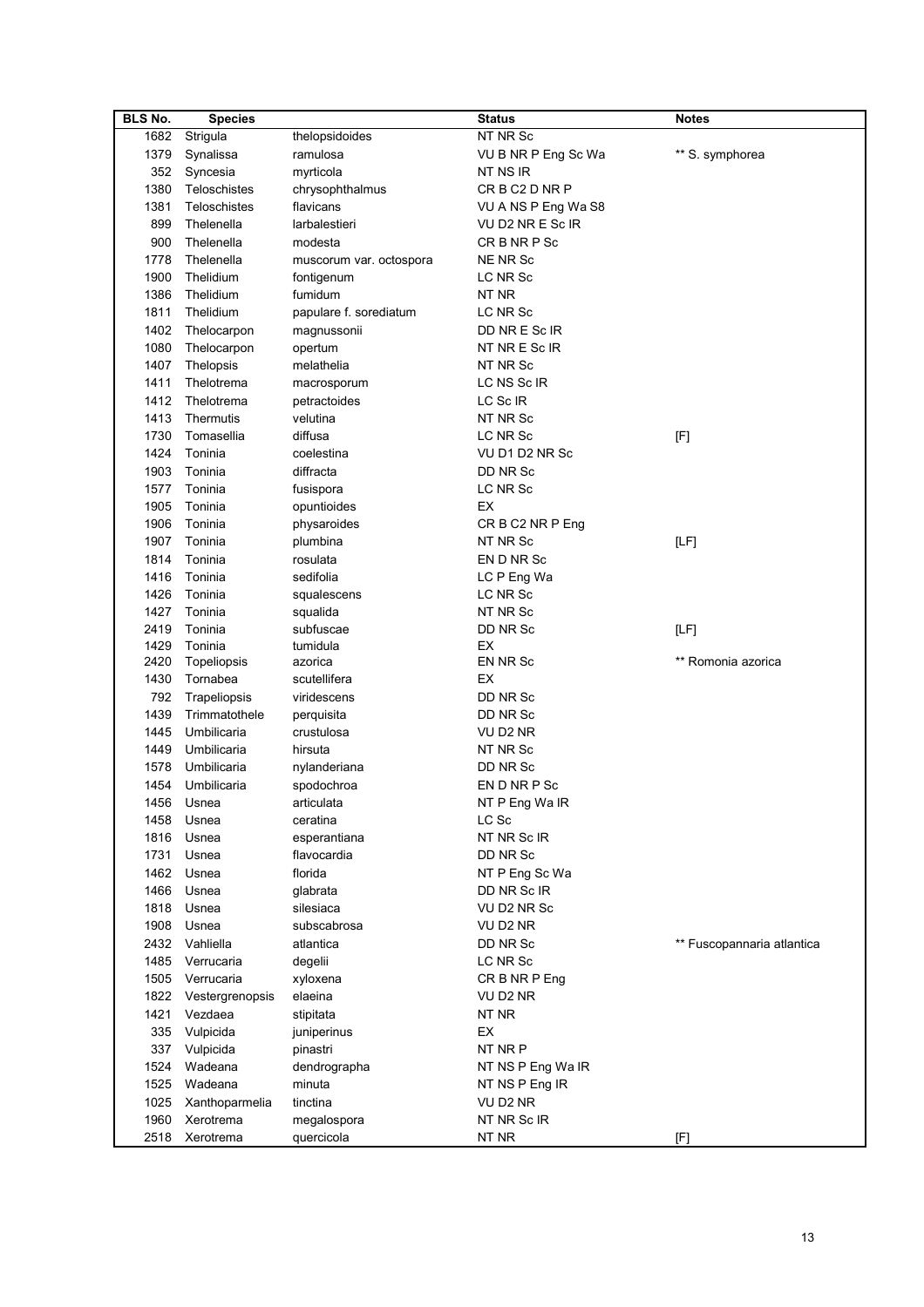| BLS No. | Species | | Status | Notes |
|---|---|---|---|---|
| 1682 | Strigula | thelopsidoides | NT NR Sc | |
| 1379 | Synalissa | ramulosa | VU B NR P Eng Sc Wa | ** S. symphorea |
| 352 | Syncesia | myrticola | NT NS IR | |
| 1380 | Teloschistes | chrysophthalmus | CR B C2 D NR P | |
| 1381 | Teloschistes | flavicans | VU A NS P Eng Wa S8 | |
| 899 | Thelenella | larbalestieri | VU D2 NR E Sc IR | |
| 900 | Thelenella | modesta | CR B NR P Sc | |
| 1778 | Thelenella | muscorum var. octospora | NE NR Sc | |
| 1900 | Thelidium | fontigenum | LC NR Sc | |
| 1386 | Thelidium | fumidum | NT NR | |
| 1811 | Thelidium | papulare f. sorediatum | LC NR Sc | |
| 1402 | Thelocarpon | magnussonii | DD NR E Sc IR | |
| 1080 | Thelocarpon | opertum | NT NR E Sc IR | |
| 1407 | Thelopsis | melathelia | NT NR Sc | |
| 1411 | Thelotrema | macrosporum | LC NS Sc IR | |
| 1412 | Thelotrema | petractoides | LC Sc IR | |
| 1413 | Thermutis | velutina | NT NR Sc | |
| 1730 | Tomasellia | diffusa | LC NR Sc | [F] |
| 1424 | Toninia | coelestina | VU D1 D2 NR Sc | |
| 1903 | Toninia | diffracta | DD NR Sc | |
| 1577 | Toninia | fusispora | LC NR Sc | |
| 1905 | Toninia | opuntioides | EX | |
| 1906 | Toninia | physaroides | CR B C2 NR P Eng | |
| 1907 | Toninia | plumbina | NT NR Sc | [LF] |
| 1814 | Toninia | rosulata | EN D NR Sc | |
| 1416 | Toninia | sedifolia | LC P Eng Wa | |
| 1426 | Toninia | squalescens | LC NR Sc | |
| 1427 | Toninia | squalida | NT NR Sc | |
| 2419 | Toninia | subfuscae | DD NR Sc | [LF] |
| 1429 | Toninia | tumidula | EX | |
| 2420 | Topeliopsis | azorica | EN NR Sc | ** Romonia azorica |
| 1430 | Tornabea | scutellifera | EX | |
| 792 | Trapeliopsis | viridescens | DD NR Sc | |
| 1439 | Trimmatothele | perquisita | DD NR Sc | |
| 1445 | Umbilicaria | crustulosa | VU D2 NR | |
| 1449 | Umbilicaria | hirsuta | NT NR Sc | |
| 1578 | Umbilicaria | nylanderiana | DD NR Sc | |
| 1454 | Umbilicaria | spodochroa | EN D NR P Sc | |
| 1456 | Usnea | articulata | NT P Eng Wa IR | |
| 1458 | Usnea | ceratina | LC Sc | |
| 1816 | Usnea | esperantiana | NT NR Sc IR | |
| 1731 | Usnea | flavocardia | DD NR Sc | |
| 1462 | Usnea | florida | NT P Eng Sc Wa | |
| 1466 | Usnea | glabrata | DD NR Sc IR | |
| 1818 | Usnea | silesiaca | VU D2 NR Sc | |
| 1908 | Usnea | subscabrosa | VU D2 NR | |
| 2432 | Vahliella | atlantica | DD NR Sc | ** Fuscopannaria atlantica |
| 1485 | Verrucaria | degelii | LC NR Sc | |
| 1505 | Verrucaria | xyloxena | CR B NR P Eng | |
| 1822 | Vestergrenopsis | elaeina | VU D2 NR | |
| 1421 | Vezdaea | stipitata | NT NR | |
| 335 | Vulpicida | juniperinus | EX | |
| 337 | Vulpicida | pinastri | NT NR P | |
| 1524 | Wadeana | dendrographa | NT NS P Eng Wa IR | |
| 1525 | Wadeana | minuta | NT NS P Eng IR | |
| 1025 | Xanthoparmelia | tinctina | VU D2 NR | |
| 1960 | Xerotrema | megalospora | NT NR Sc IR | |
| 2518 | Xerotrema | quercicola | NT NR | [F] |